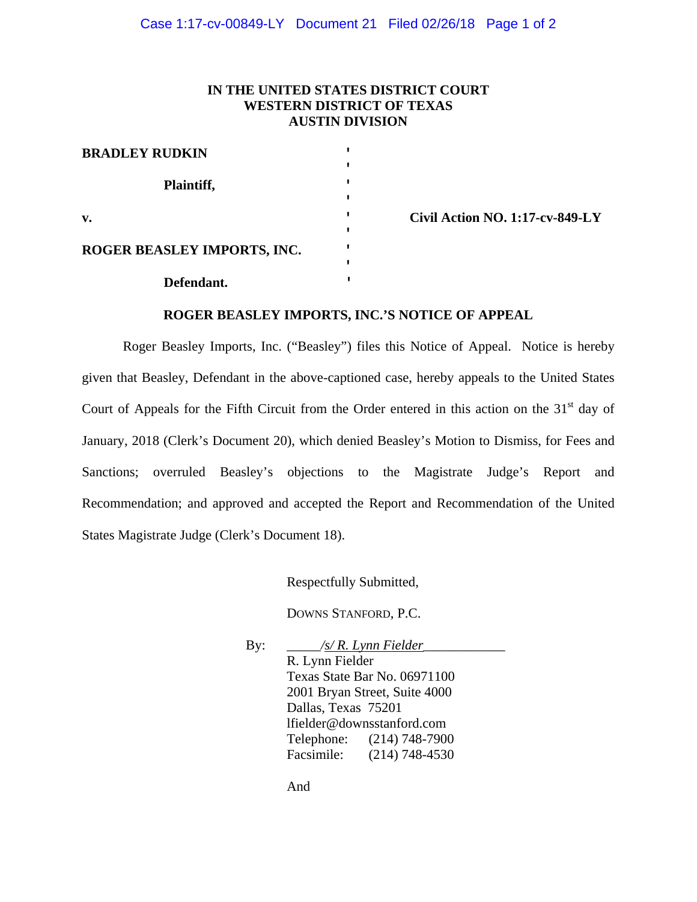**IN THE UNITED STATES DISTRICT COURT**
**WESTERN DISTRICT OF TEXAS**
**AUSTIN DIVISION**

| | | |
|---|---|---|
| **BRADLEY RUDKIN** | ' | |
| | ' | |
| **Plaintiff,** | ' | |
| | ' | |
| **v.** | ' | **Civil Action NO. 1:17-cv-849-LY** |
| | ' | |
| **ROGER BEASLEY IMPORTS, INC.** | ' | |
| | ' | |
| **Defendant.** | ' | |

**ROGER BEASLEY IMPORTS, INC.'S NOTICE OF APPEAL**

Roger Beasley Imports, Inc. ("Beasley") files this Notice of Appeal. Notice is hereby given that Beasley, Defendant in the above-captioned case, hereby appeals to the United States Court of Appeals for the Fifth Circuit from the Order entered in this action on the 31st day of January, 2018 (Clerk's Document 20), which denied Beasley's Motion to Dismiss, for Fees and Sanctions; overruled Beasley's objections to the Magistrate Judge's Report and Recommendation; and approved and accepted the Report and Recommendation of the United States Magistrate Judge (Clerk's Document 18).

Respectfully Submitted,

DOWNS STANFORD, P.C.

By: _____*/s/ R. Lynn Fielder*____________
R. Lynn Fielder
Texas State Bar No. 06971100
2001 Bryan Street, Suite 4000
Dallas, Texas 75201
lfielder@downsstanford.com
Telephone: (214) 748-7900
Facsimile: (214) 748-4530

And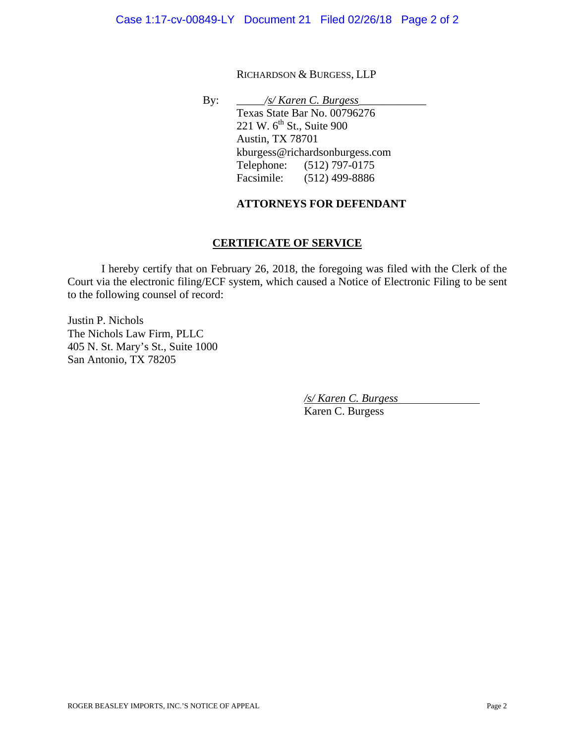RICHARDSON & BURGESS, LLP

By: _/s/ Karen C. Burgess_
Texas State Bar No. 00796276
221 W. 6th St., Suite 900
Austin, TX 78701
kburgess@richardsonburgess.com
Telephone: (512) 797-0175
Facsimile: (512) 499-8886

**ATTORNEYS FOR DEFENDANT**

## CERTIFICATE OF SERVICE

I hereby certify that on February 26, 2018, the foregoing was filed with the Clerk of the Court via the electronic filing/ECF system, which caused a Notice of Electronic Filing to be sent to the following counsel of record:

Justin P. Nichols
The Nichols Law Firm, PLLC
405 N. St. Mary's St., Suite 1000
San Antonio, TX 78205

_/s/ Karen C. Burgess_
Karen C. Burgess